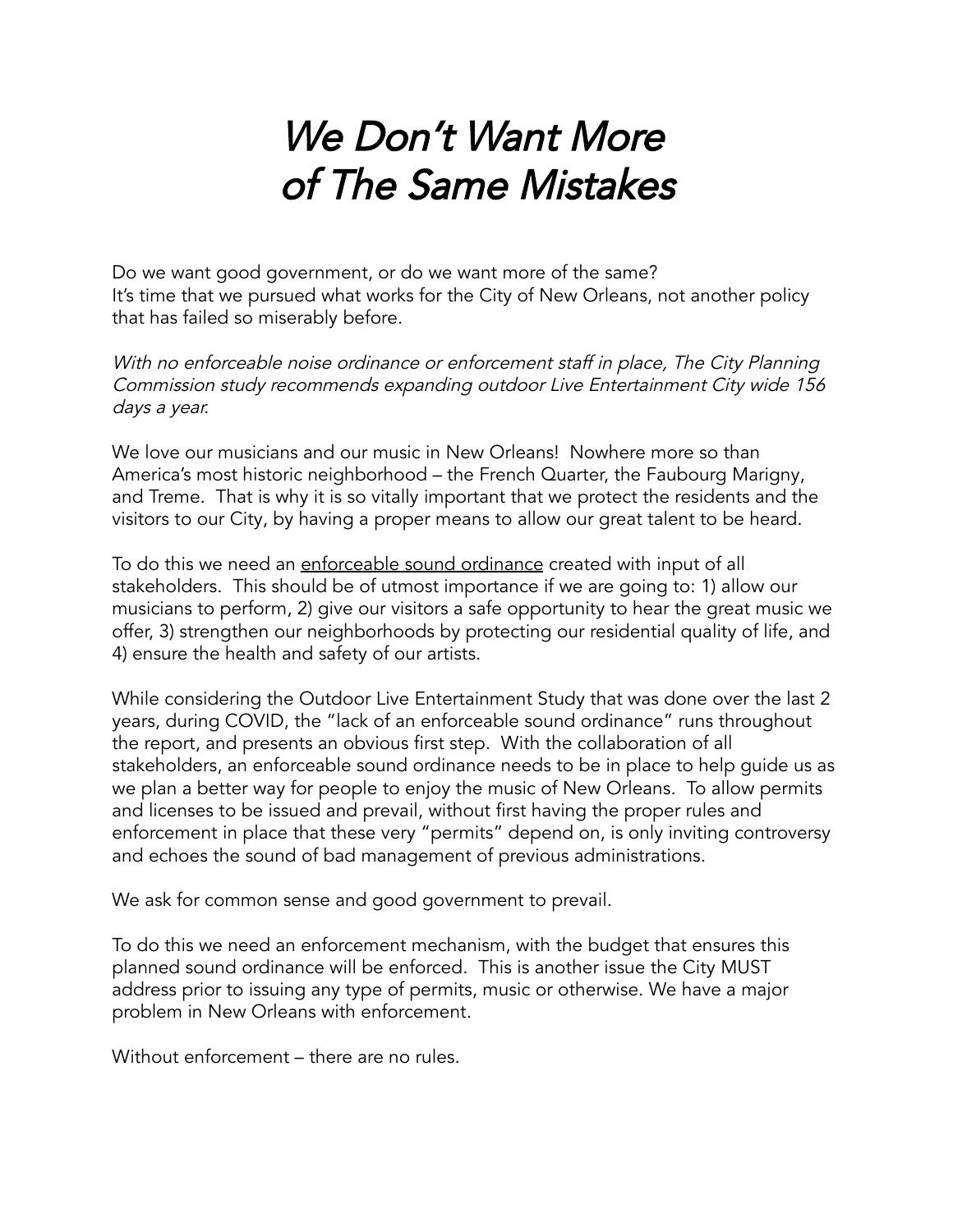# *We Don't Want More of The Same Mistakes*

Do we want good government, or do we want more of the same?
It's time that we pursued what works for the City of New Orleans, not another policy that has failed so miserably before.

*With no enforceable noise ordinance or enforcement staff in place, The City Planning Commission study recommends expanding outdoor Live Entertainment City wide 156 days a year.*

We love our musicians and our music in New Orleans! Nowhere more so than America's most historic neighborhood – the French Quarter, the Faubourg Marigny, and Treme. That is why it is so vitally important that we protect the residents and the visitors to our City, by having a proper means to allow our great talent to be heard.

To do this we need an <u>enforceable sound ordinance</u> created with input of all stakeholders. This should be of utmost importance if we are going to: 1) allow our musicians to perform, 2) give our visitors a safe opportunity to hear the great music we offer, 3) strengthen our neighborhoods by protecting our residential quality of life, and 4) ensure the health and safety of our artists.

While considering the Outdoor Live Entertainment Study that was done over the last 2 years, during COVID, the "lack of an enforceable sound ordinance" runs throughout the report, and presents an obvious first step. With the collaboration of all stakeholders, an enforceable sound ordinance needs to be in place to help guide us as we plan a better way for people to enjoy the music of New Orleans. To allow permits and licenses to be issued and prevail, without first having the proper rules and enforcement in place that these very "permits" depend on, is only inviting controversy and echoes the sound of bad management of previous administrations.

We ask for common sense and good government to prevail.

To do this we need an enforcement mechanism, with the budget that ensures this planned sound ordinance will be enforced. This is another issue the City MUST address prior to issuing any type of permits, music or otherwise. We have a major problem in New Orleans with enforcement.

Without enforcement – there are no rules.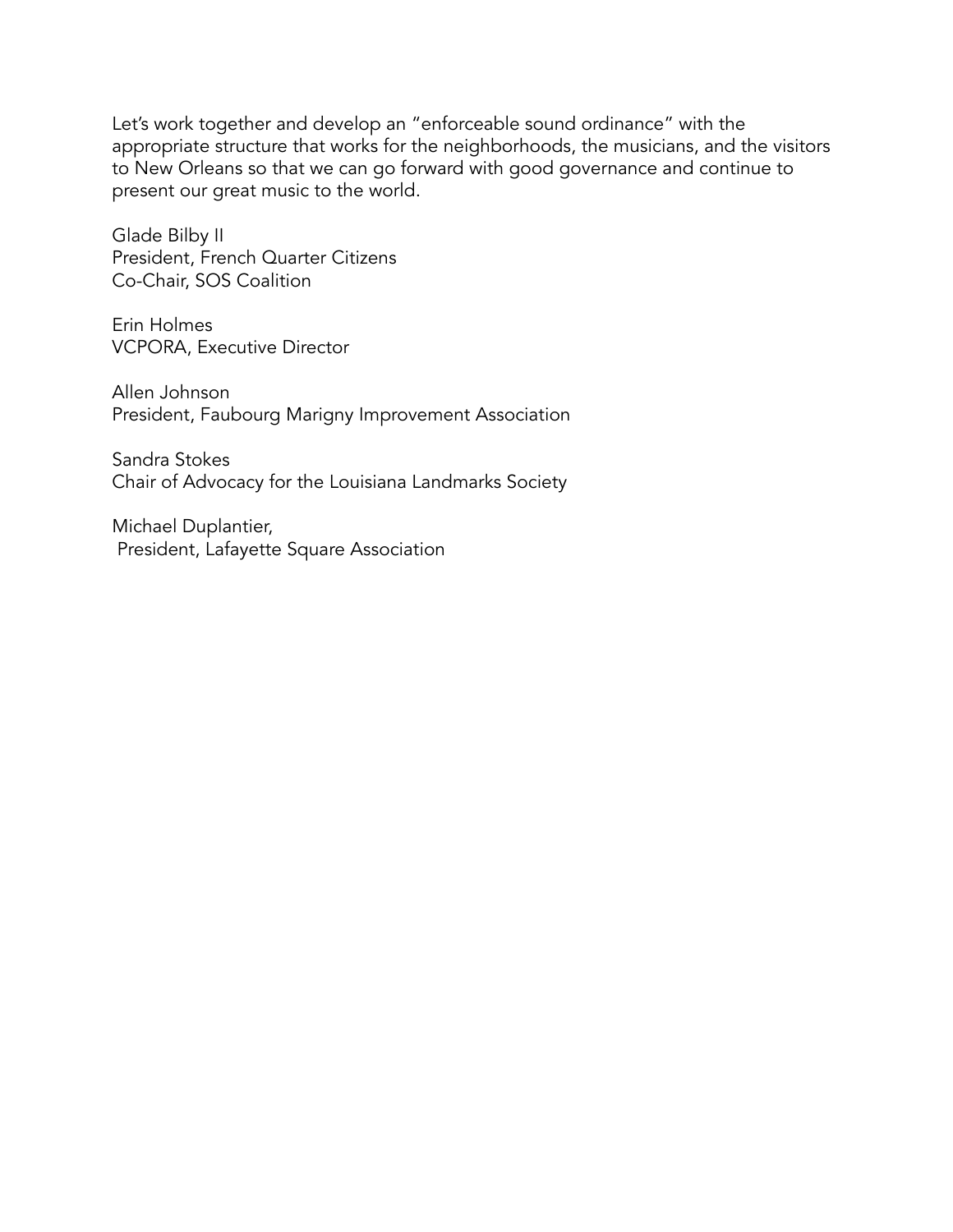Let's work together and develop an "enforceable sound ordinance" with the appropriate structure that works for the neighborhoods, the musicians, and the visitors to New Orleans so that we can go forward with good governance and continue to present our great music to the world.

Glade Bilby II
President, French Quarter Citizens
Co-Chair, SOS Coalition

Erin Holmes
VCPORA, Executive Director

Allen Johnson
President, Faubourg Marigny Improvement Association

Sandra Stokes
Chair of Advocacy for the Louisiana Landmarks Society

Michael Duplantier,
President, Lafayette Square Association